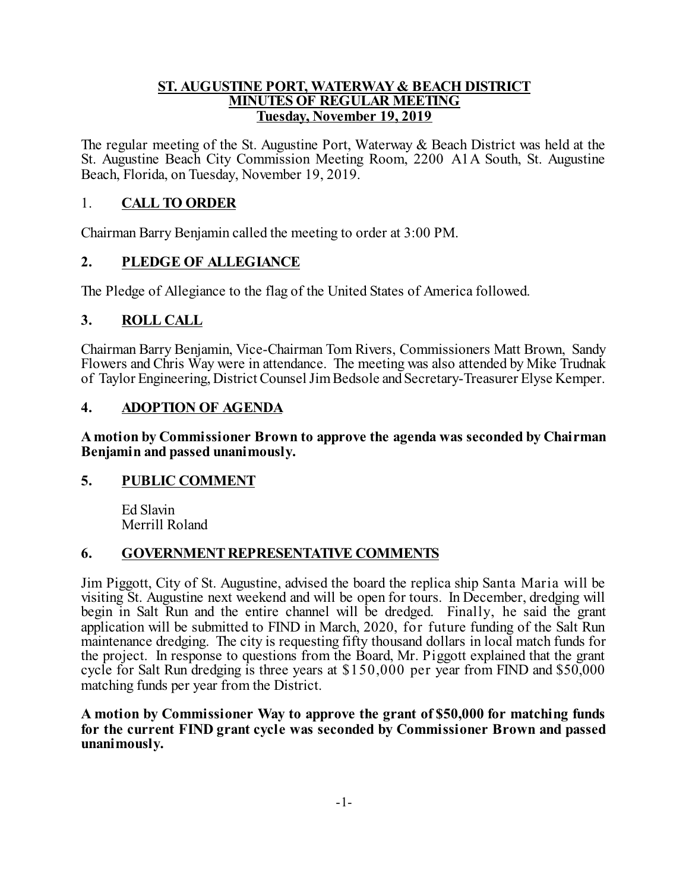# ST. AUGUSTINE PORT, WATERWAY & BEACH DISTRICT
## MINUTES OF REGULAR MEETING
## Tuesday, November 19, 2019

The regular meeting of the St. Augustine Port, Waterway & Beach District was held at the St. Augustine Beach City Commission Meeting Room, 2200 A1A South, St. Augustine Beach, Florida, on Tuesday, November 19, 2019.

## 1. CALL TO ORDER

Chairman Barry Benjamin called the meeting to order at 3:00 PM.

## 2. PLEDGE OF ALLEGIANCE

The Pledge of Allegiance to the flag of the United States of America followed.

## 3. ROLL CALL

Chairman Barry Benjamin, Vice-Chairman Tom Rivers, Commissioners Matt Brown, Sandy Flowers and Chris Way were in attendance. The meeting was also attended by Mike Trudnak of Taylor Engineering, District Counsel Jim Bedsole and Secretary-Treasurer Elyse Kemper.

## 4. ADOPTION OF AGENDA

**A motion by Commissioner Brown to approve the agenda was seconded by Chairman Benjamin and passed unanimously.**

## 5. PUBLIC COMMENT

Ed Slavin
Merrill Roland

## 6. GOVERNMENT REPRESENTATIVE COMMENTS

Jim Piggott, City of St. Augustine, advised the board the replica ship Santa Maria will be visiting St. Augustine next weekend and will be open for tours. In December, dredging will begin in Salt Run and the entire channel will be dredged. Finally, he said the grant application will be submitted to FIND in March, 2020, for future funding of the Salt Run maintenance dredging. The city is requesting fifty thousand dollars in local match funds for the project. In response to questions from the Board, Mr. Piggott explained that the grant cycle for Salt Run dredging is three years at $150,000 per year from FIND and $50,000 matching funds per year from the District.

**A motion by Commissioner Way to approve the grant of $50,000 for matching funds for the current FIND grant cycle was seconded by Commissioner Brown and passed unanimously.**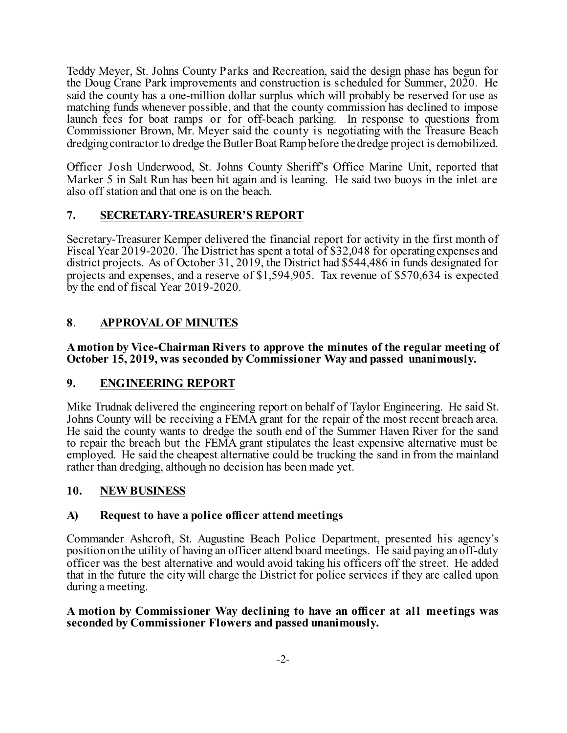Teddy Meyer, St. Johns County Parks and Recreation, said the design phase has begun for the Doug Crane Park improvements and construction is scheduled for Summer, 2020. He said the county has a one-million dollar surplus which will probably be reserved for use as matching funds whenever possible, and that the county commission has declined to impose launch fees for boat ramps or for off-beach parking. In response to questions from Commissioner Brown, Mr. Meyer said the county is negotiating with the Treasure Beach dredging contractor to dredge the Butler Boat Ramp before the dredge project is demobilized.

Officer Josh Underwood, St. Johns County Sheriff's Office Marine Unit, reported that Marker 5 in Salt Run has been hit again and is leaning. He said two buoys in the inlet are also off station and that one is on the beach.

## 7. SECRETARY-TREASURER'S REPORT

Secretary-Treasurer Kemper delivered the financial report for activity in the first month of Fiscal Year 2019-2020. The District has spent a total of $32,048 for operating expenses and district projects. As of October 31, 2019, the District had $544,486 in funds designated for projects and expenses, and a reserve of $1,594,905. Tax revenue of $570,634 is expected by the end of fiscal Year 2019-2020.

## 8. APPROVAL OF MINUTES

**A motion by Vice-Chairman Rivers to approve the minutes of the regular meeting of October 15, 2019, was seconded by Commissioner Way and passed unanimously.**

## 9. ENGINEERING REPORT

Mike Trudnak delivered the engineering report on behalf of Taylor Engineering. He said St. Johns County will be receiving a FEMA grant for the repair of the most recent breach area. He said the county wants to dredge the south end of the Summer Haven River for the sand to repair the breach but the FEMA grant stipulates the least expensive alternative must be employed. He said the cheapest alternative could be trucking the sand in from the mainland rather than dredging, although no decision has been made yet.

## 10. NEW BUSINESS

### A) Request to have a police officer attend meetings

Commander Ashcroft, St. Augustine Beach Police Department, presented his agency's position on the utility of having an officer attend board meetings. He said paying an off-duty officer was the best alternative and would avoid taking his officers off the street. He added that in the future the city will charge the District for police services if they are called upon during a meeting.

**A motion by Commissioner Way declining to have an officer at all meetings was seconded by Commissioner Flowers and passed unanimously.**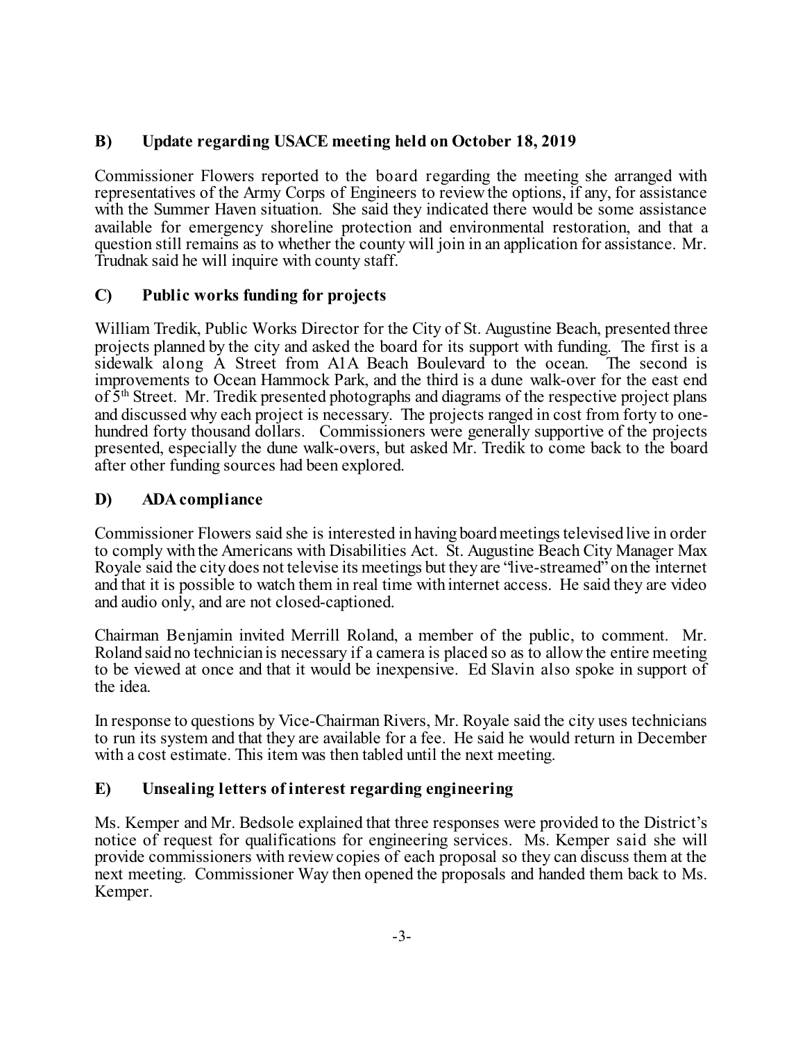### B) Update regarding USACE meeting held on October 18, 2019

Commissioner Flowers reported to the board regarding the meeting she arranged with representatives of the Army Corps of Engineers to review the options, if any, for assistance with the Summer Haven situation. She said they indicated there would be some assistance available for emergency shoreline protection and environmental restoration, and that a question still remains as to whether the county will join in an application for assistance. Mr. Trudnak said he will inquire with county staff.

### C) Public works funding for projects

William Tredik, Public Works Director for the City of St. Augustine Beach, presented three projects planned by the city and asked the board for its support with funding. The first is a sidewalk along A Street from A1A Beach Boulevard to the ocean. The second is improvements to Ocean Hammock Park, and the third is a dune walk-over for the east end of 5th Street. Mr. Tredik presented photographs and diagrams of the respective project plans and discussed why each project is necessary. The projects ranged in cost from forty to one-hundred forty thousand dollars. Commissioners were generally supportive of the projects presented, especially the dune walk-overs, but asked Mr. Tredik to come back to the board after other funding sources had been explored.

### D) ADA compliance

Commissioner Flowers said she is interested in having board meetings televised live in order to comply with the Americans with Disabilities Act. St. Augustine Beach City Manager Max Royale said the city does not televise its meetings but they are "live-streamed" on the internet and that it is possible to watch them in real time with internet access. He said they are video and audio only, and are not closed-captioned.

Chairman Benjamin invited Merrill Roland, a member of the public, to comment. Mr. Roland said no technician is necessary if a camera is placed so as to allow the entire meeting to be viewed at once and that it would be inexpensive. Ed Slavin also spoke in support of the idea.

In response to questions by Vice-Chairman Rivers, Mr. Royale said the city uses technicians to run its system and that they are available for a fee. He said he would return in December with a cost estimate. This item was then tabled until the next meeting.

### E) Unsealing letters of interest regarding engineering

Ms. Kemper and Mr. Bedsole explained that three responses were provided to the District's notice of request for qualifications for engineering services. Ms. Kemper said she will provide commissioners with review copies of each proposal so they can discuss them at the next meeting. Commissioner Way then opened the proposals and handed them back to Ms. Kemper.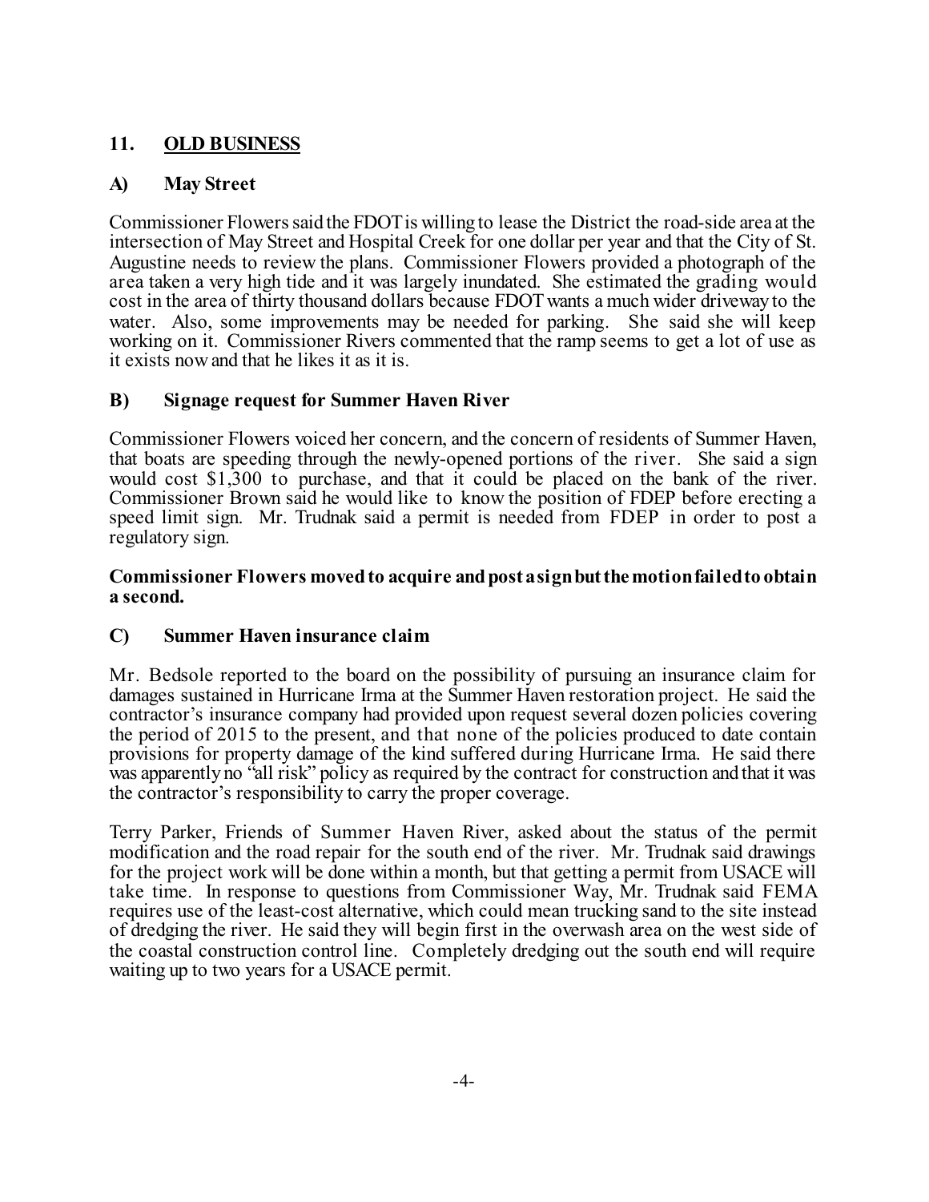## 11. OLD BUSINESS

### A) May Street

Commissioner Flowers said the FDOT is willing to lease the District the road-side area at the intersection of May Street and Hospital Creek for one dollar per year and that the City of St. Augustine needs to review the plans. Commissioner Flowers provided a photograph of the area taken a very high tide and it was largely inundated. She estimated the grading would cost in the area of thirty thousand dollars because FDOT wants a much wider driveway to the water. Also, some improvements may be needed for parking. She said she will keep working on it. Commissioner Rivers commented that the ramp seems to get a lot of use as it exists now and that he likes it as it is.

### B) Signage request for Summer Haven River

Commissioner Flowers voiced her concern, and the concern of residents of Summer Haven, that boats are speeding through the newly-opened portions of the river. She said a sign would cost $1,300 to purchase, and that it could be placed on the bank of the river. Commissioner Brown said he would like to know the position of FDEP before erecting a speed limit sign. Mr. Trudnak said a permit is needed from FDEP in order to post a regulatory sign.

**Commissioner Flowers moved to acquire and post a sign but the motion failed to obtain a second.**

### C) Summer Haven insurance claim

Mr. Bedsole reported to the board on the possibility of pursuing an insurance claim for damages sustained in Hurricane Irma at the Summer Haven restoration project. He said the contractor's insurance company had provided upon request several dozen policies covering the period of 2015 to the present, and that none of the policies produced to date contain provisions for property damage of the kind suffered during Hurricane Irma. He said there was apparently no "all risk" policy as required by the contract for construction and that it was the contractor's responsibility to carry the proper coverage.

Terry Parker, Friends of Summer Haven River, asked about the status of the permit modification and the road repair for the south end of the river. Mr. Trudnak said drawings for the project work will be done within a month, but that getting a permit from USACE will take time. In response to questions from Commissioner Way, Mr. Trudnak said FEMA requires use of the least-cost alternative, which could mean trucking sand to the site instead of dredging the river. He said they will begin first in the overwash area on the west side of the coastal construction control line. Completely dredging out the south end will require waiting up to two years for a USACE permit.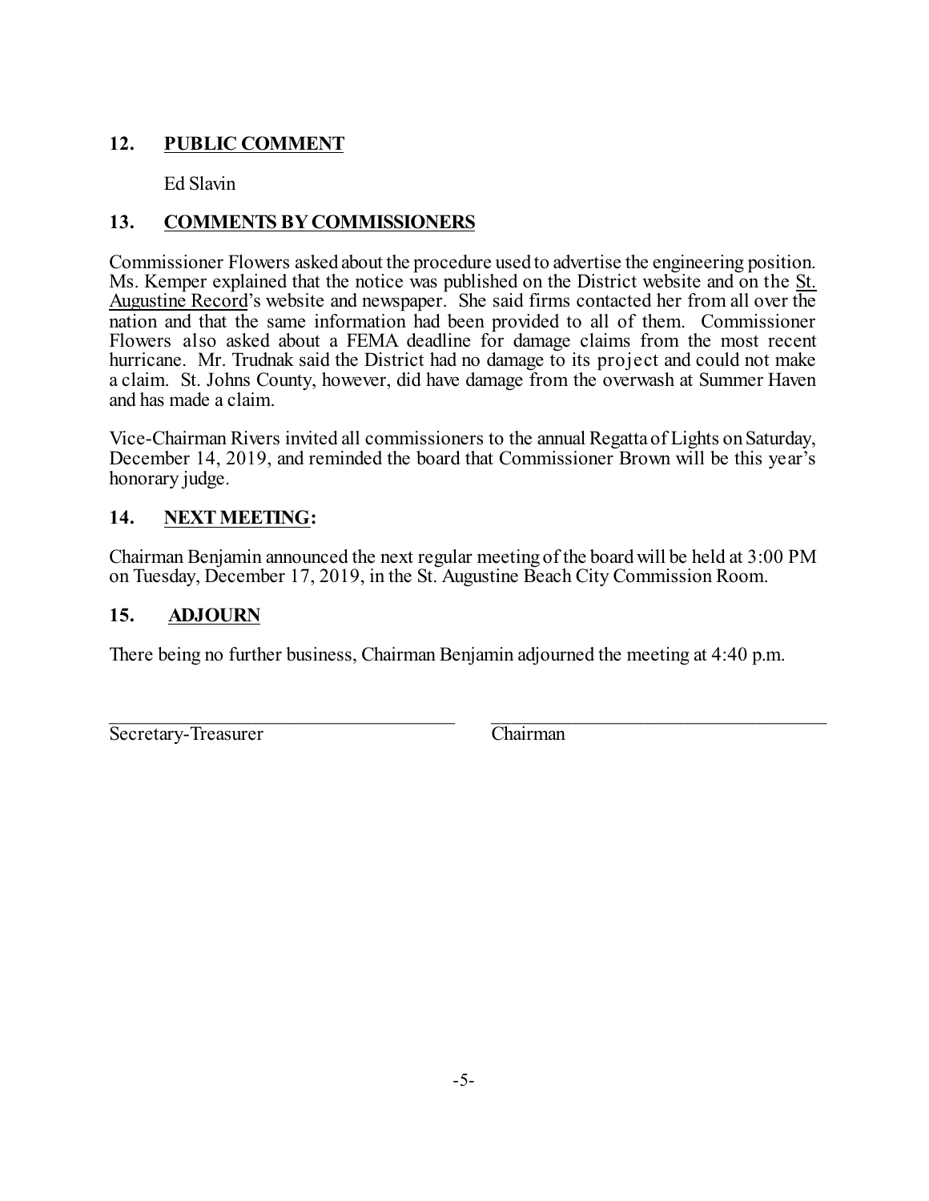## 12. PUBLIC COMMENT

Ed Slavin

## 13. COMMENTS BY COMMISSIONERS

Commissioner Flowers asked about the procedure used to advertise the engineering position. Ms. Kemper explained that the notice was published on the District website and on the St. Augustine Record's website and newspaper. She said firms contacted her from all over the nation and that the same information had been provided to all of them. Commissioner Flowers also asked about a FEMA deadline for damage claims from the most recent hurricane. Mr. Trudnak said the District had no damage to its project and could not make a claim. St. Johns County, however, did have damage from the overwash at Summer Haven and has made a claim.

Vice-Chairman Rivers invited all commissioners to the annual Regatta of Lights on Saturday, December 14, 2019, and reminded the board that Commissioner Brown will be this year's honorary judge.

## 14. NEXT MEETING:

Chairman Benjamin announced the next regular meeting of the board will be held at 3:00 PM on Tuesday, December 17, 2019, in the St. Augustine Beach City Commission Room.

## 15. ADJOURN

There being no further business, Chairman Benjamin adjourned the meeting at 4:40 p.m.

_____________________________________ _____________________________________

Secretary-Treasurer Chairman